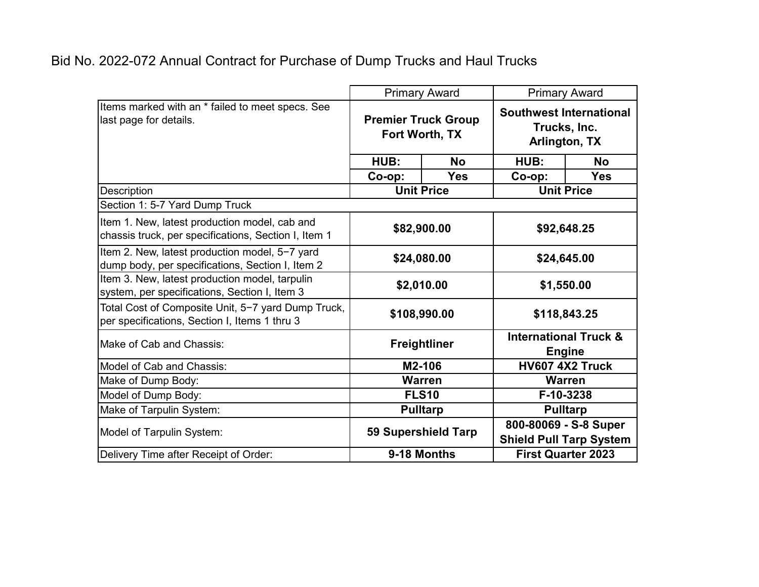Bid No. 2022-072 Annual Contract for Purchase of Dump Trucks and Haul Trucks

| | Primary Award | | Primary Award | |
|---|---|---|---|---|
| Items marked with an * failed to meet specs. See last page for details. | **Premier Truck Group Fort Worth, TX** | | **Southwest International Trucks, Inc. Arlington, TX** | |
| | **HUB:** | **No** | **HUB:** | **No** |
| | **Co-op:** | **Yes** | **Co-op:** | **Yes** |
| Description | **Unit Price** | | **Unit Price** | |
| Section 1: 5-7 Yard Dump Truck | | | | |
| Item 1. New, latest production model, cab and chassis truck, per specifications, Section I, Item 1 | **$82,900.00** | | **$92,648.25** | |
| Item 2. New, latest production model, 5−7 yard dump body, per specifications, Section I, Item 2 | **$24,080.00** | | **$24,645.00** | |
| Item 3. New, latest production model, tarpulin system, per specifications, Section I, Item 3 | **$2,010.00** | | **$1,550.00** | |
| Total Cost of Composite Unit, 5−7 yard Dump Truck, per specifications, Section I, Items 1 thru 3 | **$108,990.00** | | **$118,843.25** | |
| Make of Cab and Chassis: | **Freightliner** | | **International Truck & Engine** | |
| Model of Cab and Chassis: | **M2-106** | | **HV607 4X2 Truck** | |
| Make of Dump Body: | **Warren** | | **Warren** | |
| Model of Dump Body: | **FLS10** | | **F-10-3238** | |
| Make of Tarpulin System: | **Pulltarp** | | **Pulltarp** | |
| Model of Tarpulin System: | **59 Supershield Tarp** | | **800-80069 - S-8 Super Shield Pull Tarp System** | |
| Delivery Time after Receipt of Order: | **9-18 Months** | | **First Quarter 2023** | |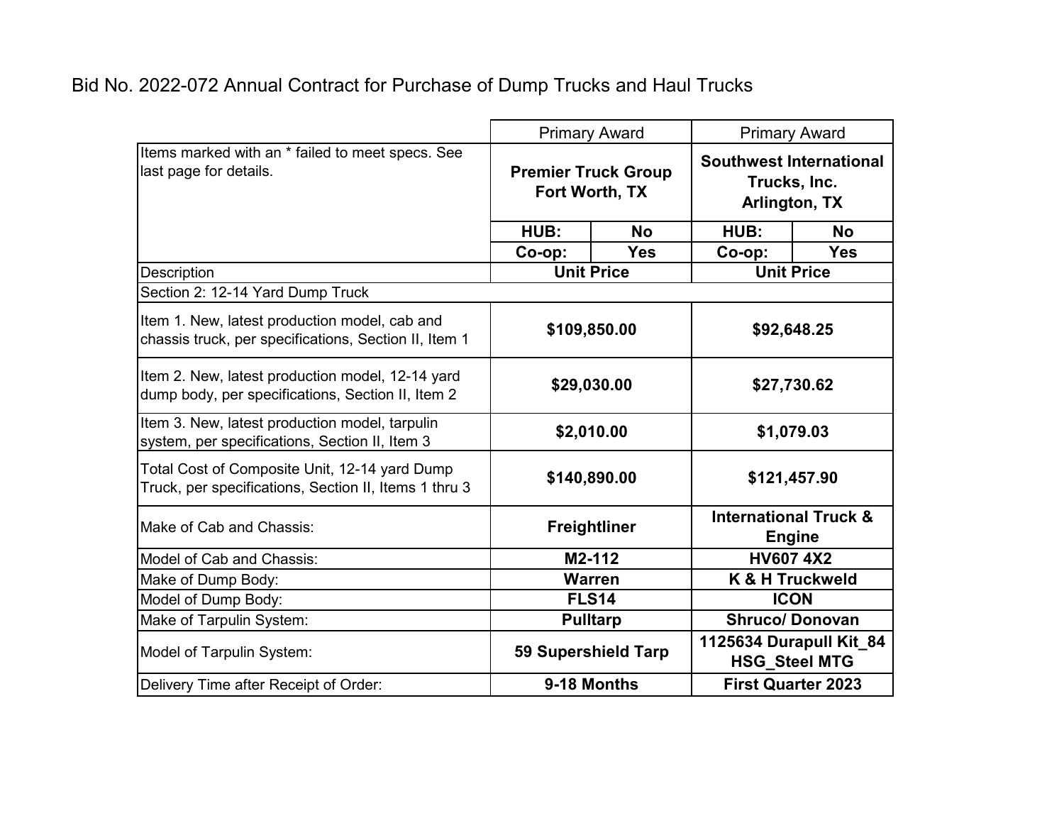Bid No. 2022-072 Annual Contract for Purchase of Dump Trucks and Haul Trucks

| | Primary Award | | Primary Award | |
|---|---|---|---|---|
| Items marked with an * failed to meet specs. See last page for details. | **Premier Truck Group Fort Worth, TX** | | **Southwest International Trucks, Inc. Arlington, TX** | |
| | **HUB:** | **No** | **HUB:** | **No** |
| | **Co-op:** | **Yes** | **Co-op:** | **Yes** |
| Description | **Unit Price** | | **Unit Price** | |
| Section 2: 12-14 Yard Dump Truck | | | | |
| Item 1. New, latest production model, cab and chassis truck, per specifications, Section II, Item 1 | **$109,850.00** | | **$92,648.25** | |
| Item 2. New, latest production model, 12-14 yard dump body, per specifications, Section II, Item 2 | **$29,030.00** | | **$27,730.62** | |
| Item 3. New, latest production model, tarpulin system, per specifications, Section II, Item 3 | **$2,010.00** | | **$1,079.03** | |
| Total Cost of Composite Unit, 12-14 yard Dump Truck, per specifications, Section II, Items 1 thru 3 | **$140,890.00** | | **$121,457.90** | |
| Make of Cab and Chassis: | **Freightliner** | | **International Truck & Engine** | |
| Model of Cab and Chassis: | **M2-112** | | **HV607 4X2** | |
| Make of Dump Body: | **Warren** | | **K & H Truckweld** | |
| Model of Dump Body: | **FLS14** | | **ICON** | |
| Make of Tarpulin System: | **Pulltarp** | | **Shruco/ Donovan** | |
| Model of Tarpulin System: | **59 Supershield Tarp** | | **1125634 Durapull Kit_84 HSG_Steel MTG** | |
| Delivery Time after Receipt of Order: | **9-18 Months** | | **First Quarter 2023** | |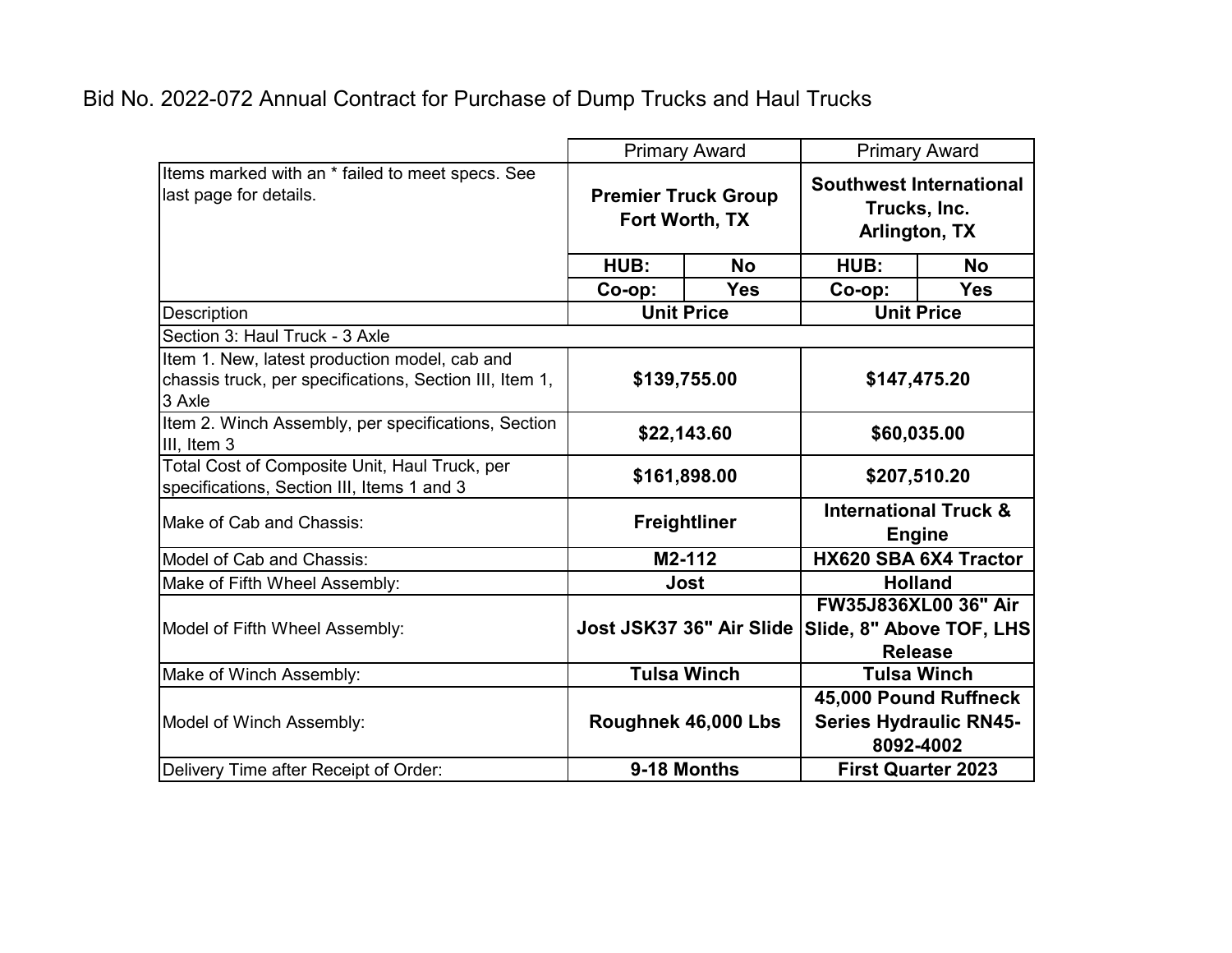Bid No. 2022-072 Annual Contract for Purchase of Dump Trucks and Haul Trucks

| | Primary Award | | Primary Award | |
|---|---|---|---|---|
| Items marked with an * failed to meet specs. See last page for details. | **Premier Truck Group Fort Worth, TX** | | **Southwest International Trucks, Inc. Arlington, TX** | |
| | **HUB:** | **No** | **HUB:** | **No** |
| | **Co-op:** | **Yes** | **Co-op:** | **Yes** |
| Description | **Unit Price** | | **Unit Price** | |
| Section 3: Haul Truck - 3 Axle | | | | |
| Item 1. New, latest production model, cab and chassis truck, per specifications, Section III, Item 1, 3 Axle | **$139,755.00** | | **$147,475.20** | |
| Item 2. Winch Assembly, per specifications, Section III, Item 3 | **$22,143.60** | | **$60,035.00** | |
| Total Cost of Composite Unit, Haul Truck, per specifications, Section III, Items 1 and 3 | **$161,898.00** | | **$207,510.20** | |
| Make of Cab and Chassis: | **Freightliner** | | **International Truck & Engine** | |
| Model of Cab and Chassis: | **M2-112** | | **HX620 SBA 6X4 Tractor** | |
| Make of Fifth Wheel Assembly: | **Jost** | | **Holland** | |
| Model of Fifth Wheel Assembly: | **Jost JSK37 36" Air Slide** | | **FW35J836XL00 36" Air Slide, 8" Above TOF, LHS Release** | |
| Make of Winch Assembly: | **Tulsa Winch** | | **Tulsa Winch** | |
| Model of Winch Assembly: | **Roughnek 46,000 Lbs** | | **45,000 Pound Ruffneck Series Hydraulic RN45-8092-4002** | |
| Delivery Time after Receipt of Order: | **9-18 Months** | | **First Quarter 2023** | |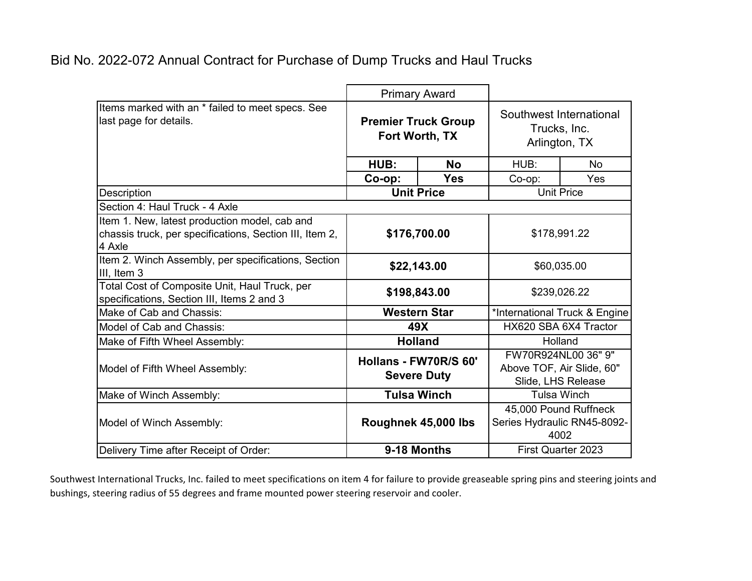Bid No. 2022-072 Annual Contract for Purchase of Dump Trucks and Haul Trucks

| | Primary Award | | | |
|---|---|---|---|---|
| Items marked with an * failed to meet specs. See last page for details. | **Premier Truck Group Fort Worth, TX** | | Southwest International Trucks, Inc. Arlington, TX | |
| | **HUB:** | **No** | HUB: | No |
| | **Co-op:** | **Yes** | Co-op: | Yes |
| Description | **Unit Price** | | Unit Price | |
| Section 4: Haul Truck - 4 Axle | | | | |
| Item 1. New, latest production model, cab and chassis truck, per specifications, Section III, Item 2, 4 Axle | **$176,700.00** | | $178,991.22 | |
| Item 2. Winch Assembly, per specifications, Section III, Item 3 | **$22,143.00** | | $60,035.00 | |
| Total Cost of Composite Unit, Haul Truck, per specifications, Section III, Items 2 and 3 | **$198,843.00** | | $239,026.22 | |
| Make of Cab and Chassis: | **Western Star** | | *International Truck & Engine | |
| Model of Cab and Chassis: | **49X** | | HX620 SBA 6X4 Tractor | |
| Make of Fifth Wheel Assembly: | **Holland** | | Holland | |
| Model of Fifth Wheel Assembly: | **Hollans - FW70R/S 60' Severe Duty** | | FW70R924NL00 36" 9" Above TOF, Air Slide, 60" Slide, LHS Release | |
| Make of Winch Assembly: | **Tulsa Winch** | | Tulsa Winch | |
| Model of Winch Assembly: | **Roughnek 45,000 lbs** | | 45,000 Pound Ruffneck Series Hydraulic RN45-8092-4002 | |
| Delivery Time after Receipt of Order: | **9-18 Months** | | First Quarter 2023 | |

Southwest International Trucks, Inc. failed to meet specifications on item 4 for failure to provide greaseable spring pins and steering joints and bushings, steering radius of 55 degrees and frame mounted power steering reservoir and cooler.